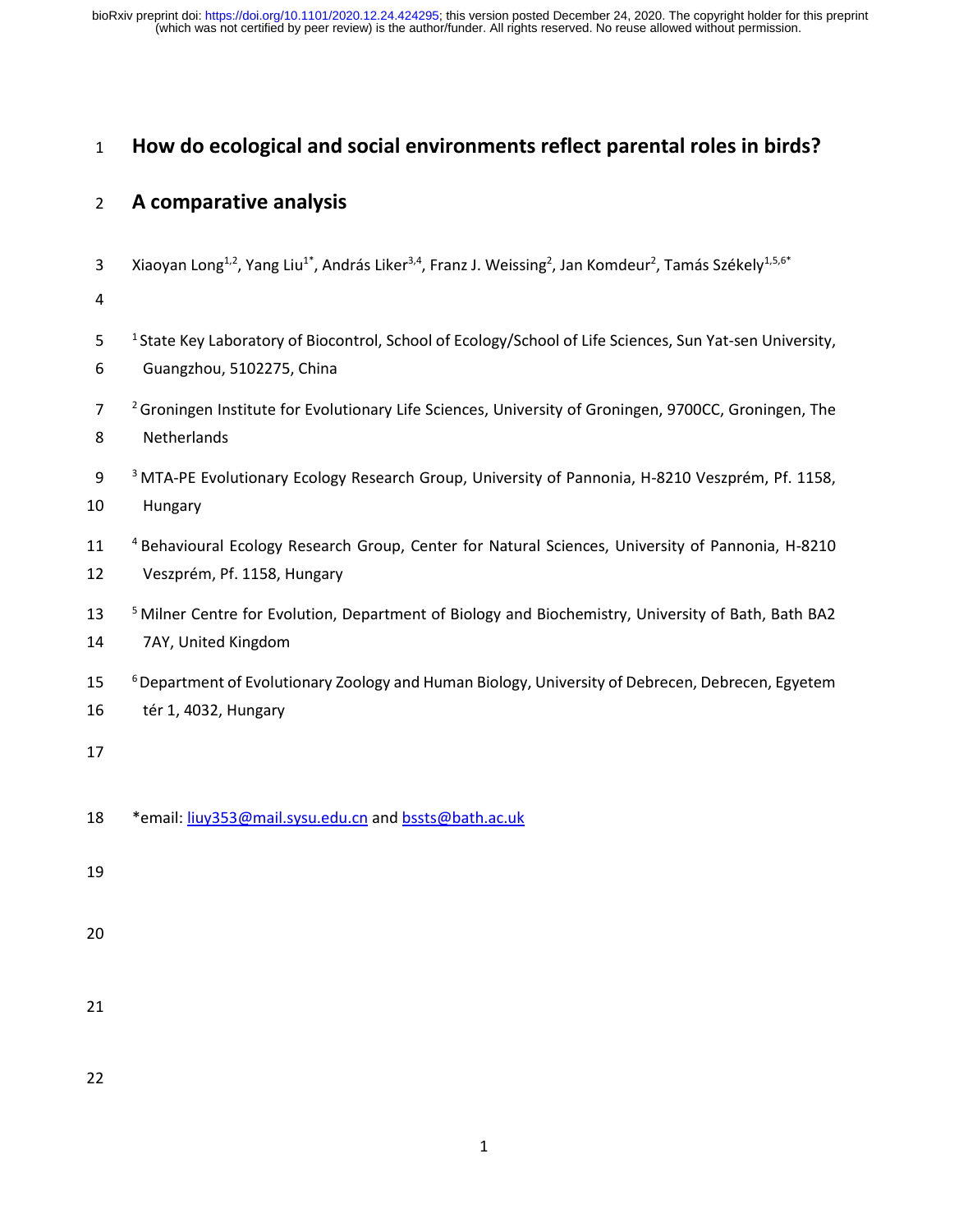# How do ecological and social environments reflect parental roles in birds? A comparative analysis

Xiaoyan Long[1,2], Yang Liu[1*], András Liker[3,4], Franz J. Weissing[2], Jan Komdeur[2], Tamás Székely[1,5,6*]

[1] State Key Laboratory of Biocontrol, School of Ecology/School of Life Sciences, Sun Yat-sen University, Guangzhou, 5102275, China

[2] Groningen Institute for Evolutionary Life Sciences, University of Groningen, 9700CC, Groningen, The Netherlands

[3] MTA-PE Evolutionary Ecology Research Group, University of Pannonia, H-8210 Veszprém, Pf. 1158, Hungary

[4] Behavioural Ecology Research Group, Center for Natural Sciences, University of Pannonia, H-8210 Veszprém, Pf. 1158, Hungary

[5] Milner Centre for Evolution, Department of Biology and Biochemistry, University of Bath, Bath BA2 7AY, United Kingdom

[6] Department of Evolutionary Zoology and Human Biology, University of Debrecen, Debrecen, Egyetem tér 1, 4032, Hungary

*email: liuy353@mail.sysu.edu.cn and bssts@bath.ac.uk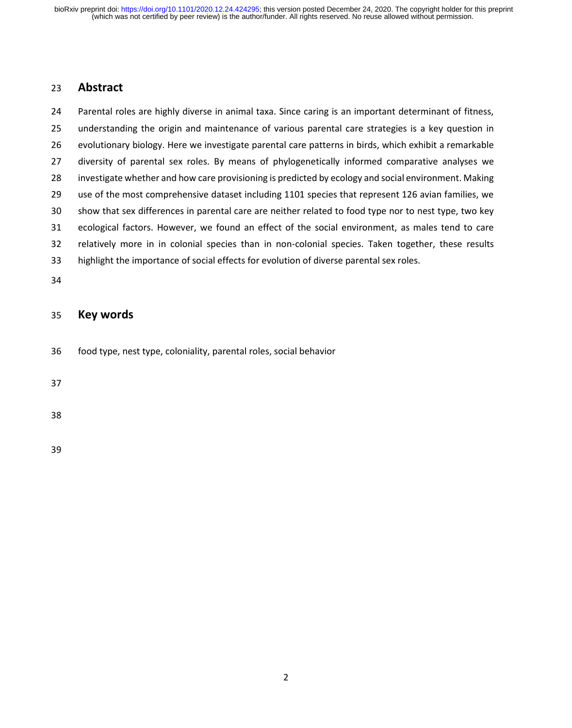## Abstract

Parental roles are highly diverse in animal taxa. Since caring is an important determinant of fitness, understanding the origin and maintenance of various parental care strategies is a key question in evolutionary biology. Here we investigate parental care patterns in birds, which exhibit a remarkable diversity of parental sex roles. By means of phylogenetically informed comparative analyses we investigate whether and how care provisioning is predicted by ecology and social environment. Making use of the most comprehensive dataset including 1101 species that represent 126 avian families, we show that sex differences in parental care are neither related to food type nor to nest type, two key ecological factors. However, we found an effect of the social environment, as males tend to care relatively more in in colonial species than in non-colonial species. Taken together, these results highlight the importance of social effects for evolution of diverse parental sex roles.

## Key words

food type, nest type, coloniality, parental roles, social behavior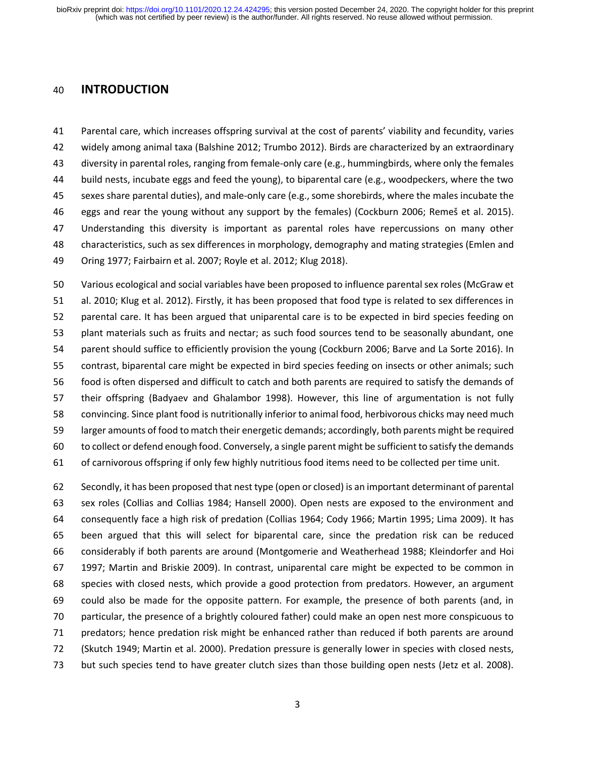# INTRODUCTION

Parental care, which increases offspring survival at the cost of parents' viability and fecundity, varies widely among animal taxa (Balshine 2012; Trumbo 2012). Birds are characterized by an extraordinary diversity in parental roles, ranging from female-only care (e.g., hummingbirds, where only the females build nests, incubate eggs and feed the young), to biparental care (e.g., woodpeckers, where the two sexes share parental duties), and male-only care (e.g., some shorebirds, where the males incubate the eggs and rear the young without any support by the females) (Cockburn 2006; Remeš et al. 2015). Understanding this diversity is important as parental roles have repercussions on many other characteristics, such as sex differences in morphology, demography and mating strategies (Emlen and Oring 1977; Fairbairn et al. 2007; Royle et al. 2012; Klug 2018).

Various ecological and social variables have been proposed to influence parental sex roles (McGraw et al. 2010; Klug et al. 2012). Firstly, it has been proposed that food type is related to sex differences in parental care. It has been argued that uniparental care is to be expected in bird species feeding on plant materials such as fruits and nectar; as such food sources tend to be seasonally abundant, one parent should suffice to efficiently provision the young (Cockburn 2006; Barve and La Sorte 2016). In contrast, biparental care might be expected in bird species feeding on insects or other animals; such food is often dispersed and difficult to catch and both parents are required to satisfy the demands of their offspring (Badyaev and Ghalambor 1998). However, this line of argumentation is not fully convincing. Since plant food is nutritionally inferior to animal food, herbivorous chicks may need much larger amounts of food to match their energetic demands; accordingly, both parents might be required to collect or defend enough food. Conversely, a single parent might be sufficient to satisfy the demands of carnivorous offspring if only few highly nutritious food items need to be collected per time unit.

Secondly, it has been proposed that nest type (open or closed) is an important determinant of parental sex roles (Collias and Collias 1984; Hansell 2000). Open nests are exposed to the environment and consequently face a high risk of predation (Collias 1964; Cody 1966; Martin 1995; Lima 2009). It has been argued that this will select for biparental care, since the predation risk can be reduced considerably if both parents are around (Montgomerie and Weatherhead 1988; Kleindorfer and Hoi 1997; Martin and Briskie 2009). In contrast, uniparental care might be expected to be common in species with closed nests, which provide a good protection from predators. However, an argument could also be made for the opposite pattern. For example, the presence of both parents (and, in particular, the presence of a brightly coloured father) could make an open nest more conspicuous to predators; hence predation risk might be enhanced rather than reduced if both parents are around (Skutch 1949; Martin et al. 2000). Predation pressure is generally lower in species with closed nests, but such species tend to have greater clutch sizes than those building open nests (Jetz et al. 2008).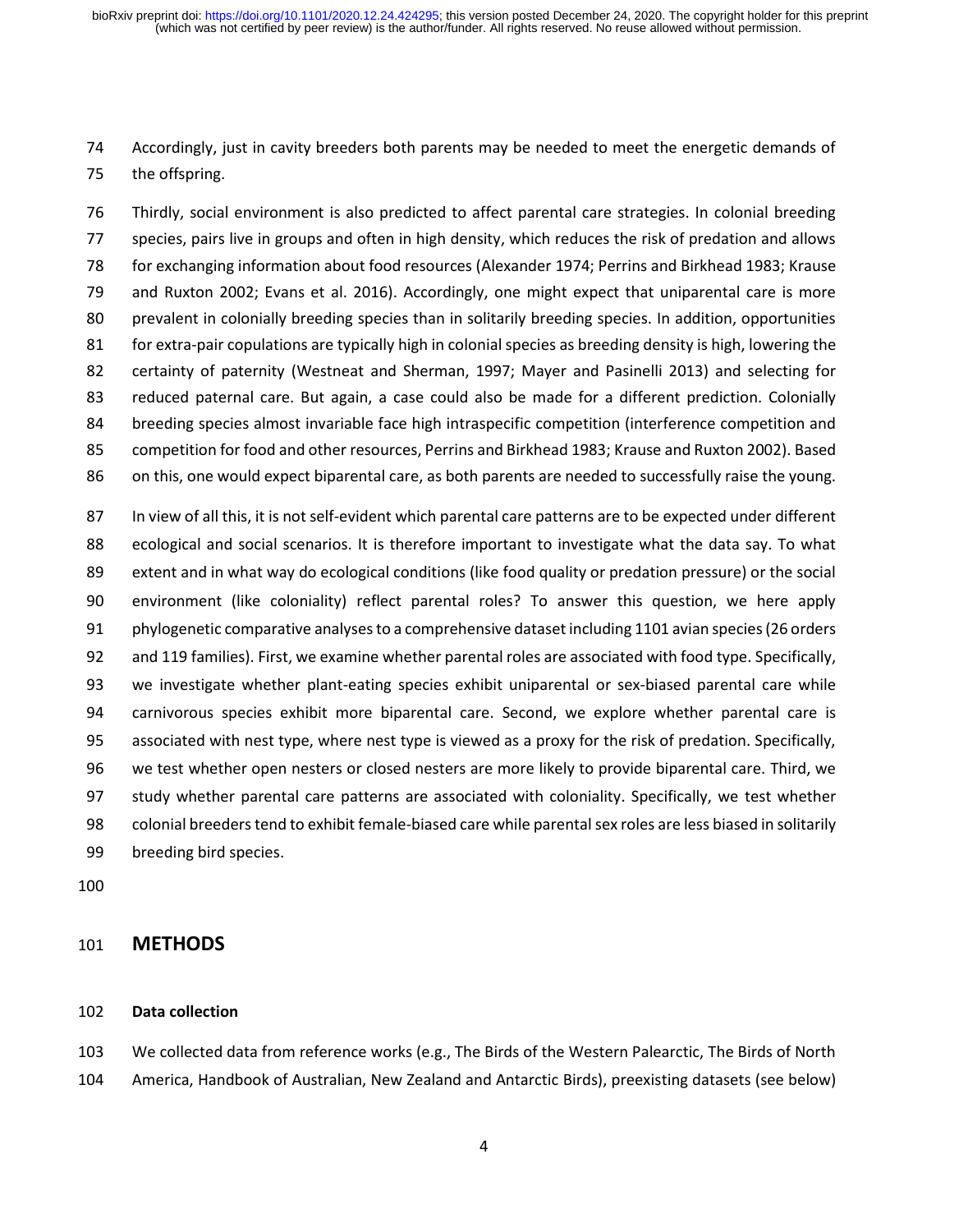Accordingly, just in cavity breeders both parents may be needed to meet the energetic demands of the offspring.

Thirdly, social environment is also predicted to affect parental care strategies. In colonial breeding species, pairs live in groups and often in high density, which reduces the risk of predation and allows for exchanging information about food resources (Alexander 1974; Perrins and Birkhead 1983; Krause and Ruxton 2002; Evans et al. 2016). Accordingly, one might expect that uniparental care is more prevalent in colonially breeding species than in solitarily breeding species. In addition, opportunities for extra-pair copulations are typically high in colonial species as breeding density is high, lowering the certainty of paternity (Westneat and Sherman, 1997; Mayer and Pasinelli 2013) and selecting for reduced paternal care. But again, a case could also be made for a different prediction. Colonially breeding species almost invariable face high intraspecific competition (interference competition and competition for food and other resources, Perrins and Birkhead 1983; Krause and Ruxton 2002). Based on this, one would expect biparental care, as both parents are needed to successfully raise the young.

In view of all this, it is not self-evident which parental care patterns are to be expected under different ecological and social scenarios. It is therefore important to investigate what the data say. To what extent and in what way do ecological conditions (like food quality or predation pressure) or the social environment (like coloniality) reflect parental roles? To answer this question, we here apply phylogenetic comparative analyses to a comprehensive dataset including 1101 avian species (26 orders and 119 families). First, we examine whether parental roles are associated with food type. Specifically, we investigate whether plant-eating species exhibit uniparental or sex-biased parental care while carnivorous species exhibit more biparental care. Second, we explore whether parental care is associated with nest type, where nest type is viewed as a proxy for the risk of predation. Specifically, we test whether open nesters or closed nesters are more likely to provide biparental care. Third, we study whether parental care patterns are associated with coloniality. Specifically, we test whether colonial breeders tend to exhibit female-biased care while parental sex roles are less biased in solitarily breeding bird species.

## METHODS

### Data collection

We collected data from reference works (e.g., The Birds of the Western Palearctic, The Birds of North America, Handbook of Australian, New Zealand and Antarctic Birds), preexisting datasets (see below)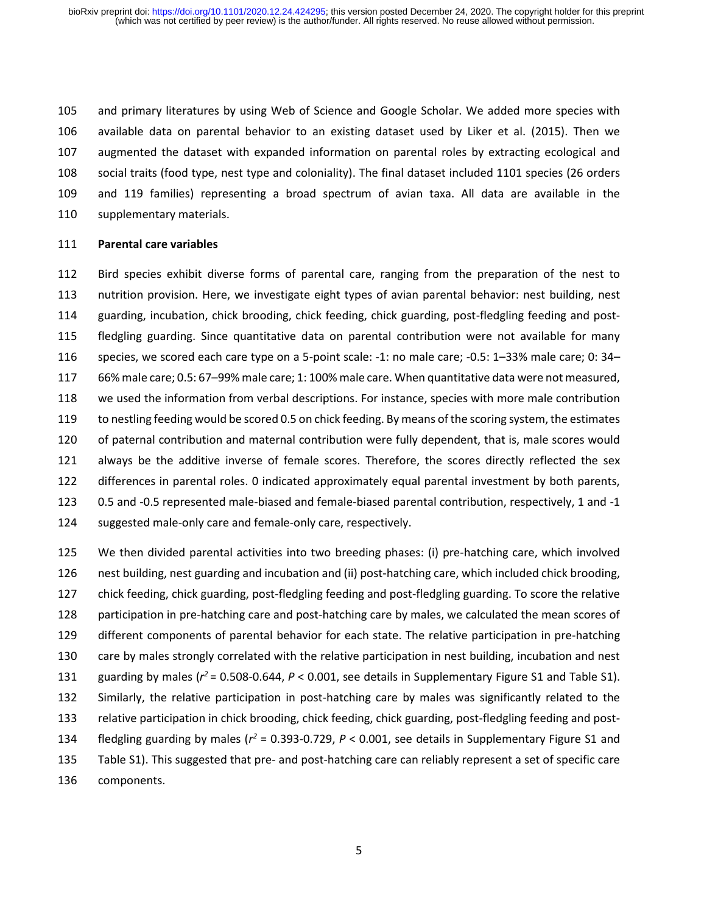and primary literatures by using Web of Science and Google Scholar. We added more species with available data on parental behavior to an existing dataset used by Liker et al. (2015). Then we augmented the dataset with expanded information on parental roles by extracting ecological and social traits (food type, nest type and coloniality). The final dataset included 1101 species (26 orders and 119 families) representing a broad spectrum of avian taxa. All data are available in the supplementary materials.

**Parental care variables**

Bird species exhibit diverse forms of parental care, ranging from the preparation of the nest to nutrition provision. Here, we investigate eight types of avian parental behavior: nest building, nest guarding, incubation, chick brooding, chick feeding, chick guarding, post-fledgling feeding and post-fledgling guarding. Since quantitative data on parental contribution were not available for many species, we scored each care type on a 5-point scale: -1: no male care; -0.5: 1–33% male care; 0: 34–66% male care; 0.5: 67–99% male care; 1: 100% male care. When quantitative data were not measured, we used the information from verbal descriptions. For instance, species with more male contribution to nestling feeding would be scored 0.5 on chick feeding. By means of the scoring system, the estimates of paternal contribution and maternal contribution were fully dependent, that is, male scores would always be the additive inverse of female scores. Therefore, the scores directly reflected the sex differences in parental roles. 0 indicated approximately equal parental investment by both parents, 0.5 and -0.5 represented male-biased and female-biased parental contribution, respectively, 1 and -1 suggested male-only care and female-only care, respectively.

We then divided parental activities into two breeding phases: (i) pre-hatching care, which involved nest building, nest guarding and incubation and (ii) post-hatching care, which included chick brooding, chick feeding, chick guarding, post-fledgling feeding and post-fledgling guarding. To score the relative participation in pre-hatching care and post-hatching care by males, we calculated the mean scores of different components of parental behavior for each state. The relative participation in pre-hatching care by males strongly correlated with the relative participation in nest building, incubation and nest guarding by males ($r^2$ = 0.508-0.644, $P$ < 0.001, see details in Supplementary Figure S1 and Table S1). Similarly, the relative participation in post-hatching care by males was significantly related to the relative participation in chick brooding, chick feeding, chick guarding, post-fledgling feeding and post-fledgling guarding by males ($r^2$ = 0.393-0.729, $P$ < 0.001, see details in Supplementary Figure S1 and Table S1). This suggested that pre- and post-hatching care can reliably represent a set of specific care components.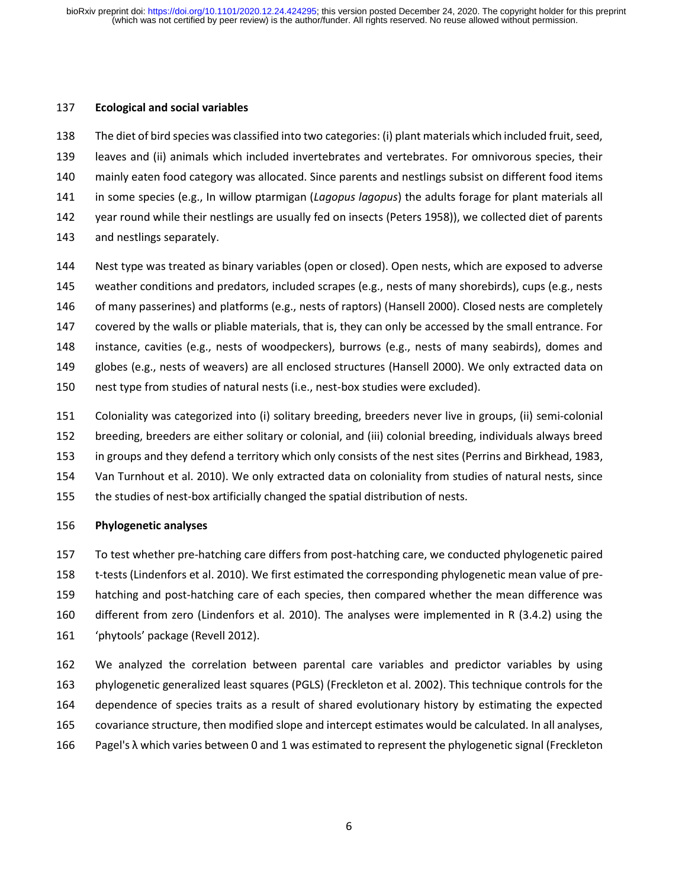**Ecological and social variables**

The diet of bird species was classified into two categories: (i) plant materials which included fruit, seed, leaves and (ii) animals which included invertebrates and vertebrates. For omnivorous species, their mainly eaten food category was allocated. Since parents and nestlings subsist on different food items in some species (e.g., In willow ptarmigan (*Lagopus lagopus*) the adults forage for plant materials all year round while their nestlings are usually fed on insects (Peters 1958)), we collected diet of parents and nestlings separately.

Nest type was treated as binary variables (open or closed). Open nests, which are exposed to adverse weather conditions and predators, included scrapes (e.g., nests of many shorebirds), cups (e.g., nests of many passerines) and platforms (e.g., nests of raptors) (Hansell 2000). Closed nests are completely covered by the walls or pliable materials, that is, they can only be accessed by the small entrance. For instance, cavities (e.g., nests of woodpeckers), burrows (e.g., nests of many seabirds), domes and globes (e.g., nests of weavers) are all enclosed structures (Hansell 2000). We only extracted data on nest type from studies of natural nests (i.e., nest-box studies were excluded).

Coloniality was categorized into (i) solitary breeding, breeders never live in groups, (ii) semi-colonial breeding, breeders are either solitary or colonial, and (iii) colonial breeding, individuals always breed in groups and they defend a territory which only consists of the nest sites (Perrins and Birkhead, 1983, Van Turnhout et al. 2010). We only extracted data on coloniality from studies of natural nests, since the studies of nest-box artificially changed the spatial distribution of nests.

**Phylogenetic analyses**

To test whether pre-hatching care differs from post-hatching care, we conducted phylogenetic paired t-tests (Lindenfors et al. 2010). We first estimated the corresponding phylogenetic mean value of pre-hatching and post-hatching care of each species, then compared whether the mean difference was different from zero (Lindenfors et al. 2010). The analyses were implemented in R (3.4.2) using the 'phytools' package (Revell 2012).

We analyzed the correlation between parental care variables and predictor variables by using phylogenetic generalized least squares (PGLS) (Freckleton et al. 2002). This technique controls for the dependence of species traits as a result of shared evolutionary history by estimating the expected covariance structure, then modified slope and intercept estimates would be calculated. In all analyses, Pagel's $\lambda$ which varies between 0 and 1 was estimated to represent the phylogenetic signal (Freckleton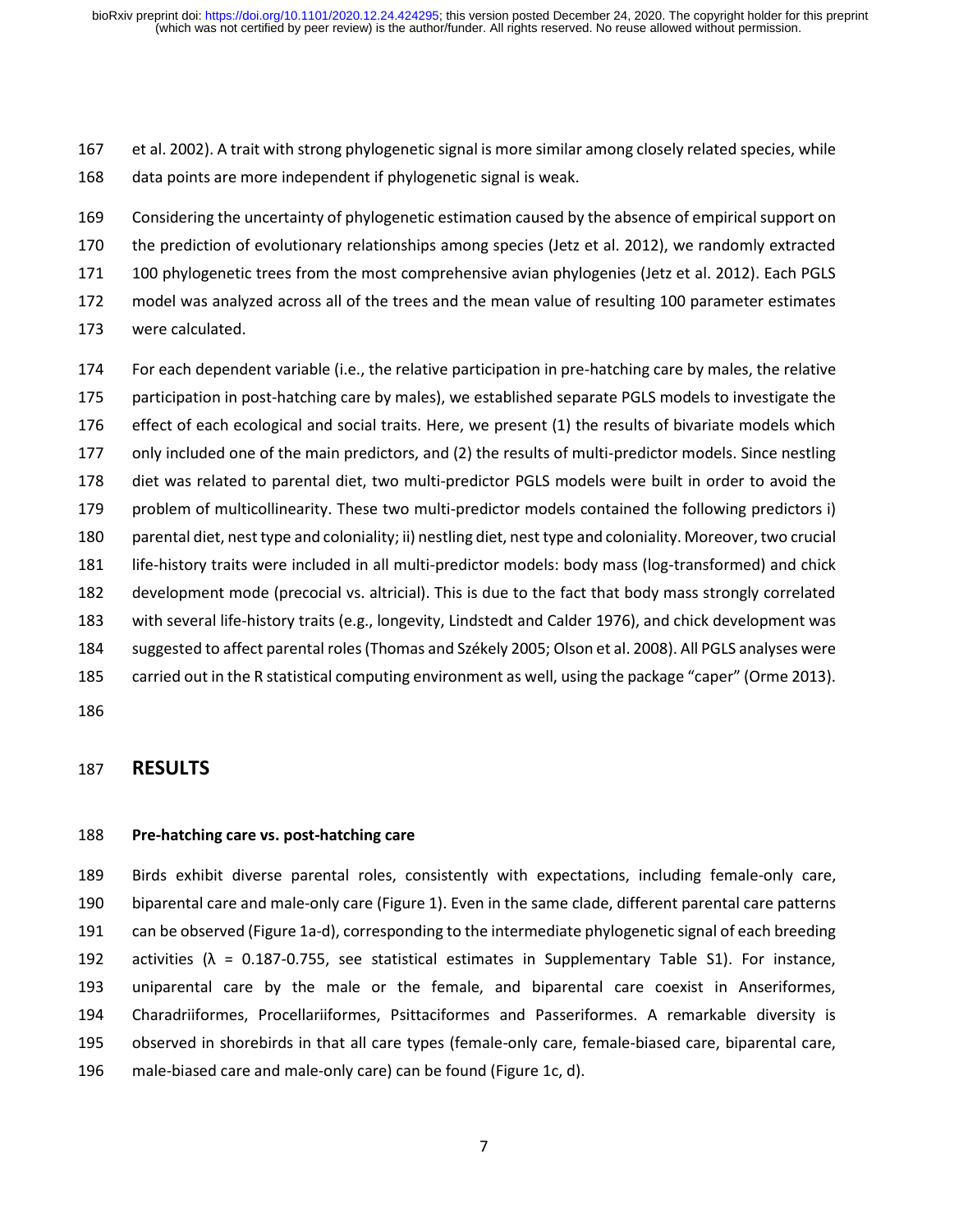et al. 2002). A trait with strong phylogenetic signal is more similar among closely related species, while data points are more independent if phylogenetic signal is weak.

Considering the uncertainty of phylogenetic estimation caused by the absence of empirical support on the prediction of evolutionary relationships among species (Jetz et al. 2012), we randomly extracted 100 phylogenetic trees from the most comprehensive avian phylogenies (Jetz et al. 2012). Each PGLS model was analyzed across all of the trees and the mean value of resulting 100 parameter estimates were calculated.

For each dependent variable (i.e., the relative participation in pre-hatching care by males, the relative participation in post-hatching care by males), we established separate PGLS models to investigate the effect of each ecological and social traits. Here, we present (1) the results of bivariate models which only included one of the main predictors, and (2) the results of multi-predictor models. Since nestling diet was related to parental diet, two multi-predictor PGLS models were built in order to avoid the problem of multicollinearity. These two multi-predictor models contained the following predictors i) parental diet, nest type and coloniality; ii) nestling diet, nest type and coloniality. Moreover, two crucial life-history traits were included in all multi-predictor models: body mass (log-transformed) and chick development mode (precocial vs. altricial). This is due to the fact that body mass strongly correlated with several life-history traits (e.g., longevity, Lindstedt and Calder 1976), and chick development was suggested to affect parental roles (Thomas and Székely 2005; Olson et al. 2008). All PGLS analyses were carried out in the R statistical computing environment as well, using the package "caper" (Orme 2013).

## RESULTS

### Pre-hatching care vs. post-hatching care

Birds exhibit diverse parental roles, consistently with expectations, including female-only care, biparental care and male-only care (Figure 1). Even in the same clade, different parental care patterns can be observed (Figure 1a-d), corresponding to the intermediate phylogenetic signal of each breeding activities ($\lambda$ = 0.187-0.755, see statistical estimates in Supplementary Table S1). For instance, uniparental care by the male or the female, and biparental care coexist in Anseriformes, Charadriiformes, Procellariiformes, Psittaciformes and Passeriformes. A remarkable diversity is observed in shorebirds in that all care types (female-only care, female-biased care, biparental care, male-biased care and male-only care) can be found (Figure 1c, d).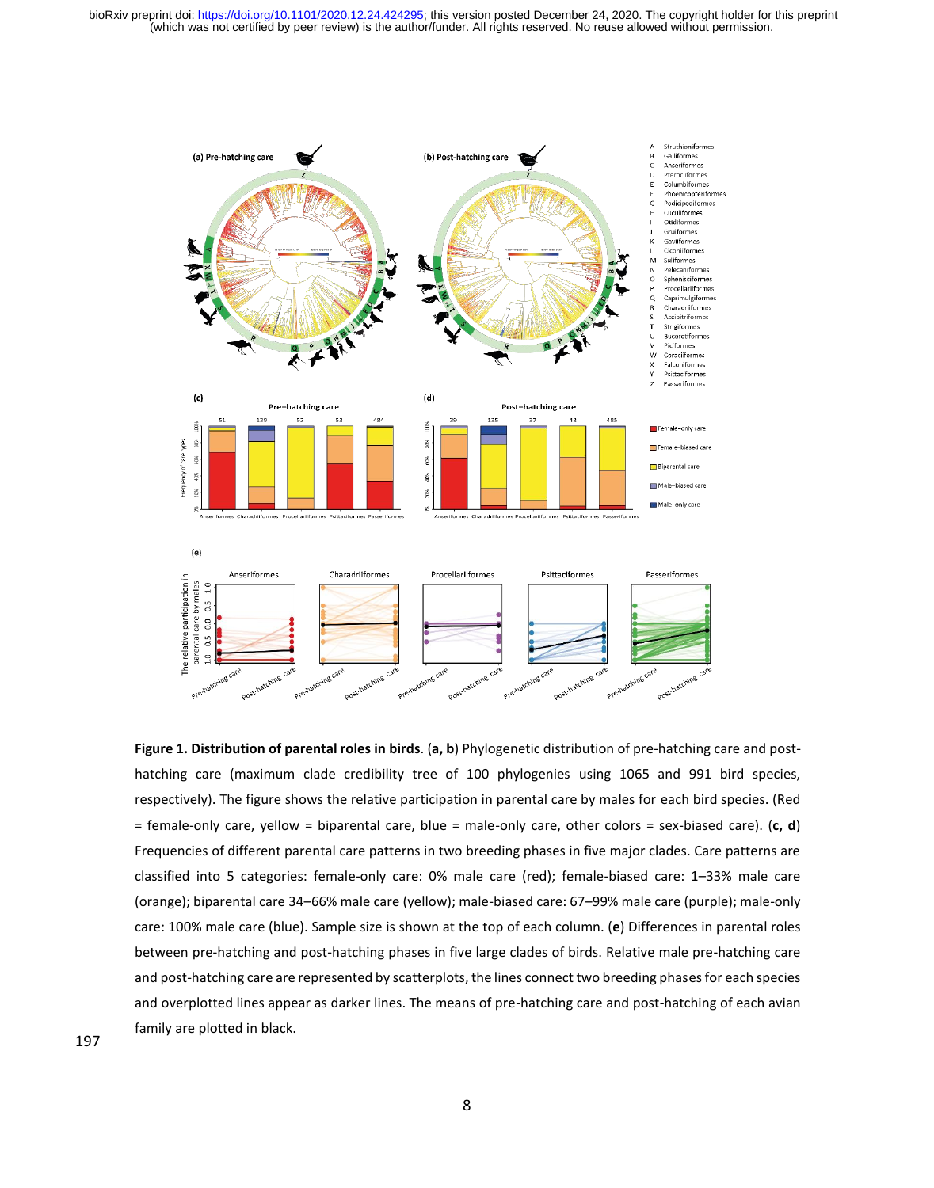**Figure 1. Distribution of parental roles in birds**. (**a, b**) Phylogenetic distribution of pre-hatching care and post-hatching care (maximum clade credibility tree of 100 phylogenies using 1065 and 991 bird species, respectively). The figure shows the relative participation in parental care by males for each bird species. (Red = female-only care, yellow = biparental care, blue = male-only care, other colors = sex-biased care). (**c, d**) Frequencies of different parental care patterns in two breeding phases in five major clades. Care patterns are classified into 5 categories: female-only care: 0% male care (red); female-biased care: 1–33% male care (orange); biparental care 34–66% male care (yellow); male-biased care: 67–99% male care (purple); male-only care: 100% male care (blue). Sample size is shown at the top of each column. (**e**) Differences in parental roles between pre-hatching and post-hatching phases in five large clades of birds. Relative male pre-hatching care and post-hatching care are represented by scatterplots, the lines connect two breeding phases for each species and overplotted lines appear as darker lines. The means of pre-hatching care and post-hatching of each avian family are plotted in black.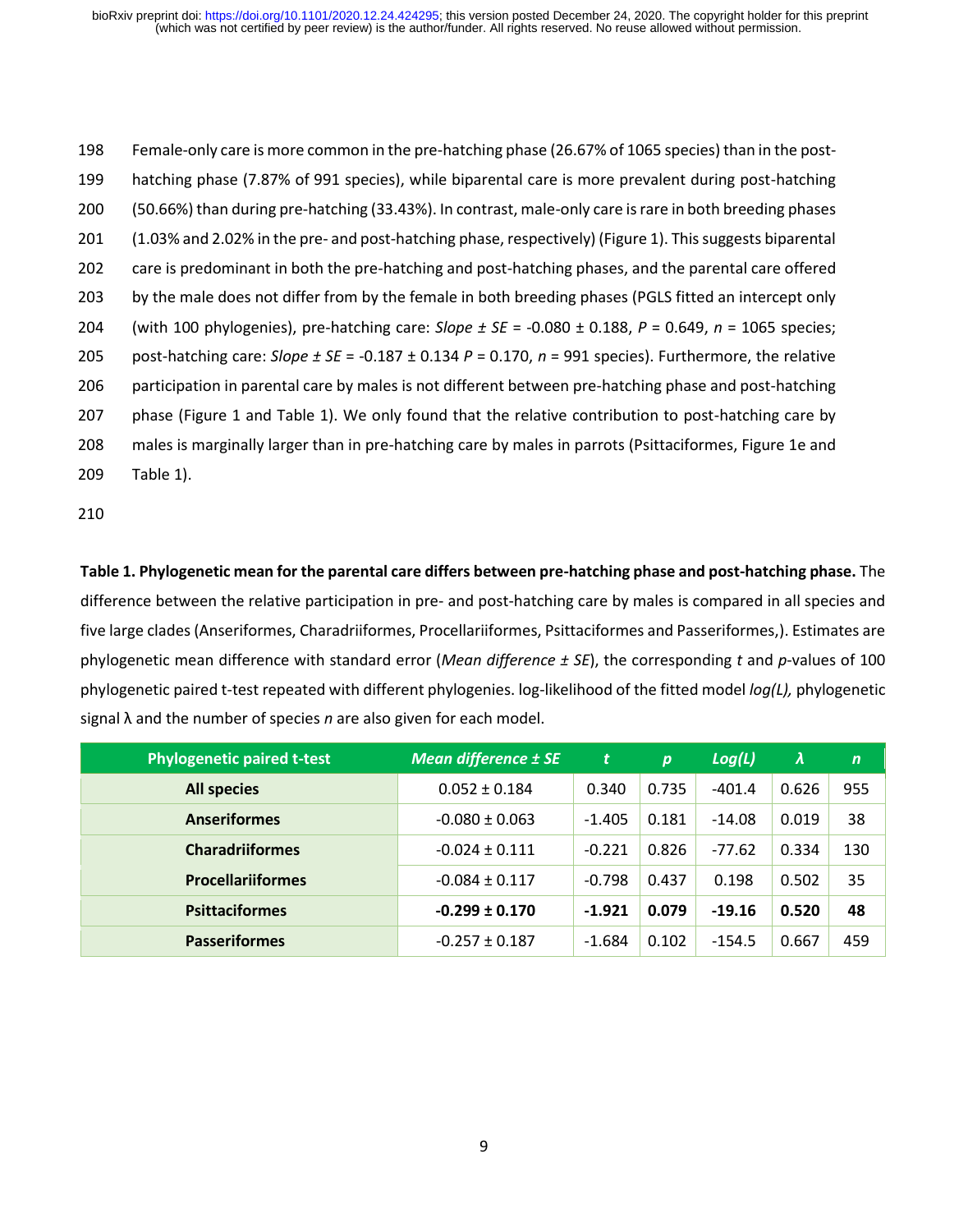Female-only care is more common in the pre-hatching phase (26.67% of 1065 species) than in the post-hatching phase (7.87% of 991 species), while biparental care is more prevalent during post-hatching (50.66%) than during pre-hatching (33.43%). In contrast, male-only care is rare in both breeding phases (1.03% and 2.02% in the pre- and post-hatching phase, respectively) (Figure 1). This suggests biparental care is predominant in both the pre-hatching and post-hatching phases, and the parental care offered by the male does not differ from by the female in both breeding phases (PGLS fitted an intercept only (with 100 phylogenies), pre-hatching care: *Slope ± SE* = -0.080 ± 0.188, $P$ = 0.649, $n$ = 1065 species; post-hatching care: *Slope ± SE* = -0.187 ± 0.134 $P$ = 0.170, $n$ = 991 species). Furthermore, the relative participation in parental care by males is not different between pre-hatching phase and post-hatching phase (Figure 1 and Table 1). We only found that the relative contribution to post-hatching care by males is marginally larger than in pre-hatching care by males in parrots (Psittaciformes, Figure 1e and Table 1).

**Table 1. Phylogenetic mean for the parental care differs between pre-hatching phase and post-hatching phase.** The difference between the relative participation in pre- and post-hatching care by males is compared in all species and five large clades (Anseriformes, Charadriiformes, Procellariiformes, Psittaciformes and Passeriformes,). Estimates are phylogenetic mean difference with standard error (*Mean difference ± SE*), the corresponding $t$ and $p$-values of 100 phylogenetic paired t-test repeated with different phylogenies. log-likelihood of the fitted model *log(L),* phylogenetic signal λ and the number of species $n$ are also given for each model.

| Phylogenetic paired t-test | *Mean difference ± SE* | *t* | *p* | *Log(L)* | *λ* | *n* |
|---|---|---|---|---|---|---|
| **All species** | 0.052 ± 0.184 | 0.340 | 0.735 | -401.4 | 0.626 | 955 |
| **Anseriformes** | -0.080 ± 0.063 | -1.405 | 0.181 | -14.08 | 0.019 | 38 |
| **Charadriiformes** | -0.024 ± 0.111 | -0.221 | 0.826 | -77.62 | 0.334 | 130 |
| **Procellariiformes** | -0.084 ± 0.117 | -0.798 | 0.437 | 0.198 | 0.502 | 35 |
| **Psittaciformes** | **-0.299 ± 0.170** | **-1.921** | **0.079** | **-19.16** | **0.520** | **48** |
| **Passeriformes** | -0.257 ± 0.187 | -1.684 | 0.102 | -154.5 | 0.667 | 459 |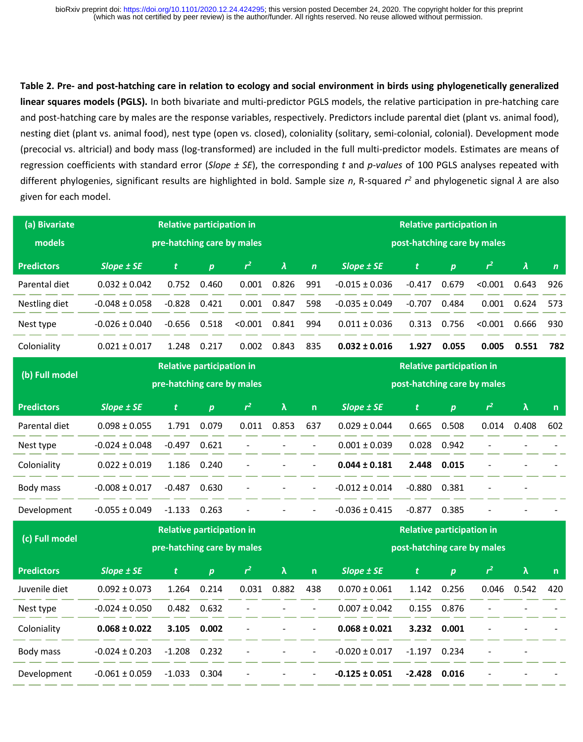**Table 2. Pre- and post-hatching care in relation to ecology and social environment in birds using phylogenetically generalized linear squares models (PGLS).** In both bivariate and multi-predictor PGLS models, the relative participation in pre-hatching care and post-hatching care by males are the response variables, respectively. Predictors include parental diet (plant vs. animal food), nesting diet (plant vs. animal food), nest type (open vs. closed), coloniality (solitary, semi-colonial, colonial). Development mode (precocial vs. altricial) and body mass (log-transformed) are included in the full multi-predictor models. Estimates are means of regression coefficients with standard error (*Slope ± SE*), the corresponding *t* and *p-values* of 100 PGLS analyses repeated with different phylogenies, significant results are highlighted in bold. Sample size *n*, R-squared $r^2$ and phylogenetic signal $\lambda$ are also given for each model.

| **(a) Bivariate models** | **Relative participation in pre-hatching care by males** | | | | | | **Relative participation in post-hatching care by males** | | | | | |
|---|---|---|---|---|---|---|---|---|---|---|---|---|
| **Predictors** | ***Slope ± SE*** | ***t*** | ***p*** | $r^2$ | $\lambda$ | ***n*** | ***Slope ± SE*** | ***t*** | ***p*** | $r^2$ | $\lambda$ | ***n*** |
| Parental diet | 0.032 ± 0.042 | 0.752 | 0.460 | 0.001 | 0.826 | 991 | -0.015 ± 0.036 | -0.417 | 0.679 | <0.001 | 0.643 | 926 |
| Nestling diet | -0.048 ± 0.058 | -0.828 | 0.421 | 0.001 | 0.847 | 598 | -0.035 ± 0.049 | -0.707 | 0.484 | 0.001 | 0.624 | 573 |
| Nest type | -0.026 ± 0.040 | -0.656 | 0.518 | <0.001 | 0.841 | 994 | 0.011 ± 0.036 | 0.313 | 0.756 | <0.001 | 0.666 | 930 |
| Coloniality | 0.021 ± 0.017 | 1.248 | 0.217 | 0.002 | 0.843 | 835 | **0.032 ± 0.016** | **1.927** | **0.055** | **0.005** | **0.551** | **782** |
| **(b) Full model** | **Relative participation in pre-hatching care by males** | | | | | | **Relative participation in post-hatching care by males** | | | | | |
| **Predictors** | ***Slope ± SE*** | ***t*** | ***p*** | $r^2$ | $\lambda$ | **n** | ***Slope ± SE*** | ***t*** | ***p*** | $r^2$ | $\lambda$ | **n** |
| Parental diet | 0.098 ± 0.055 | 1.791 | 0.079 | 0.011 | 0.853 | 637 | 0.029 ± 0.044 | 0.665 | 0.508 | 0.014 | 0.408 | 602 |
| Nest type | -0.024 ± 0.048 | -0.497 | 0.621 | - | - | - | 0.001 ± 0.039 | 0.028 | 0.942 | - | - | - |
| Coloniality | 0.022 ± 0.019 | 1.186 | 0.240 | - | - | - | **0.044 ± 0.181** | **2.448** | **0.015** | - | - | - |
| Body mass | -0.008 ± 0.017 | -0.487 | 0.630 | - | - | - | -0.012 ± 0.014 | -0.880 | 0.381 | - | - | |
| Development | -0.055 ± 0.049 | -1.133 | 0.263 | - | - | - | -0.036 ± 0.415 | -0.877 | 0.385 | - | - | - |
| **(c) Full model** | **Relative participation in pre-hatching care by males** | | | | | | **Relative participation in post-hatching care by males** | | | | | |
| **Predictors** | ***Slope ± SE*** | ***t*** | ***p*** | $r^2$ | $\lambda$ | **n** | ***Slope ± SE*** | ***t*** | ***p*** | $r^2$ | $\lambda$ | **n** |
| Juvenile diet | 0.092 ± 0.073 | 1.264 | 0.214 | 0.031 | 0.882 | 438 | 0.070 ± 0.061 | 1.142 | 0.256 | 0.046 | 0.542 | 420 |
| Nest type | -0.024 ± 0.050 | 0.482 | 0.632 | - | - | - | 0.007 ± 0.042 | 0.155 | 0.876 | - | - | - |
| Coloniality | **0.068 ± 0.022** | **3.105** | **0.002** | - | - | - | **0.068 ± 0.021** | **3.232** | **0.001** | - | - | - |
| Body mass | -0.024 ± 0.203 | -1.208 | 0.232 | - | - | - | -0.020 ± 0.017 | -1.197 | 0.234 | - | - | |
| Development | -0.061 ± 0.059 | -1.033 | 0.304 | - | - | - | **-0.125 ± 0.051** | **-2.428** | **0.016** | - | - | - |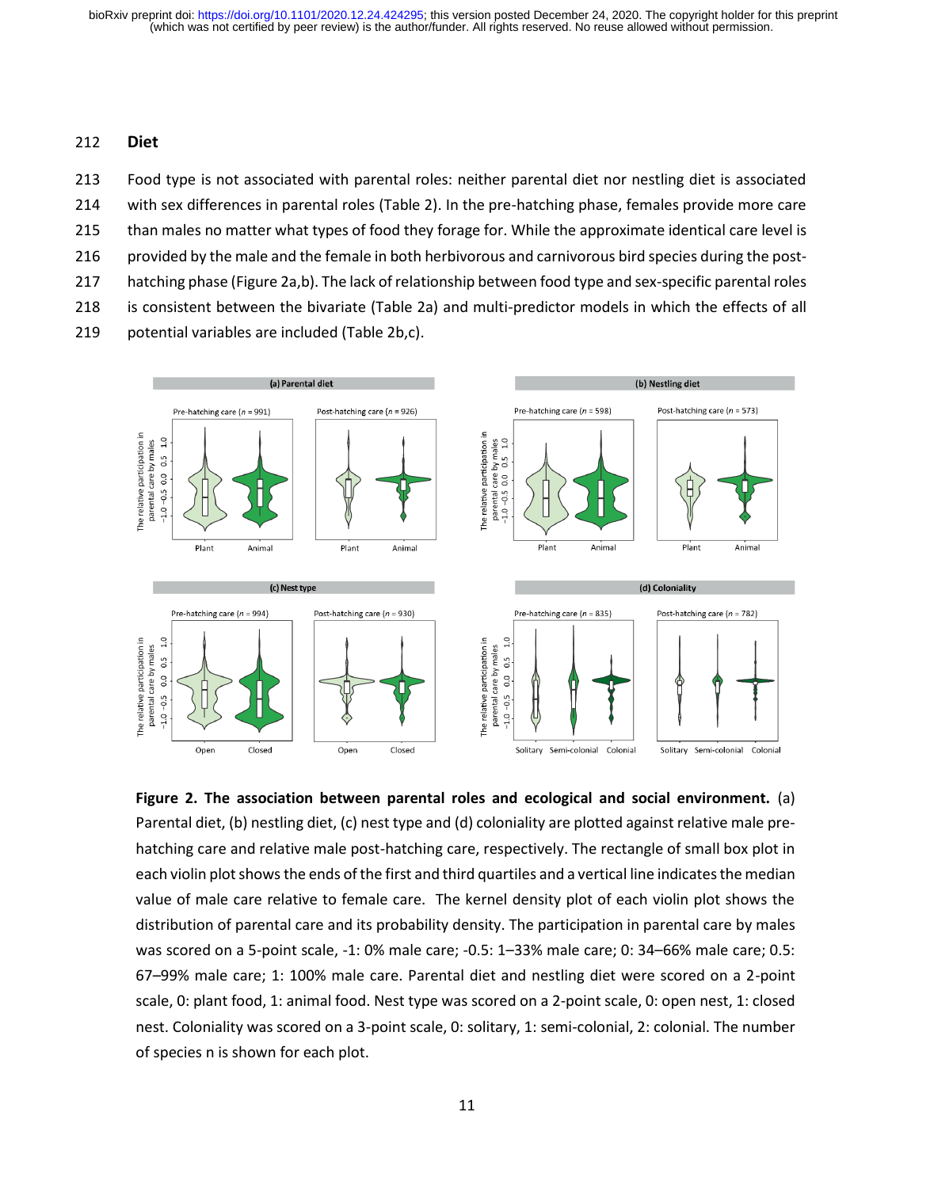## Diet

Food type is not associated with parental roles: neither parental diet nor nestling diet is associated with sex differences in parental roles (Table 2). In the pre-hatching phase, females provide more care than males no matter what types of food they forage for. While the approximate identical care level is provided by the male and the female in both herbivorous and carnivorous bird species during the post-hatching phase (Figure 2a,b). The lack of relationship between food type and sex-specific parental roles is consistent between the bivariate (Table 2a) and multi-predictor models in which the effects of all potential variables are included (Table 2b,c).

**Figure 2. The association between parental roles and ecological and social environment.** (a) Parental diet, (b) nestling diet, (c) nest type and (d) coloniality are plotted against relative male pre-hatching care and relative male post-hatching care, respectively. The rectangle of small box plot in each violin plot shows the ends of the first and third quartiles and a vertical line indicates the median value of male care relative to female care. The kernel density plot of each violin plot shows the distribution of parental care and its probability density. The participation in parental care by males was scored on a 5-point scale, -1: 0% male care; -0.5: 1–33% male care; 0: 34–66% male care; 0.5: 67–99% male care; 1: 100% male care. Parental diet and nestling diet were scored on a 2-point scale, 0: plant food, 1: animal food. Nest type was scored on a 2-point scale, 0: open nest, 1: closed nest. Coloniality was scored on a 3-point scale, 0: solitary, 1: semi-colonial, 2: colonial. The number of species n is shown for each plot.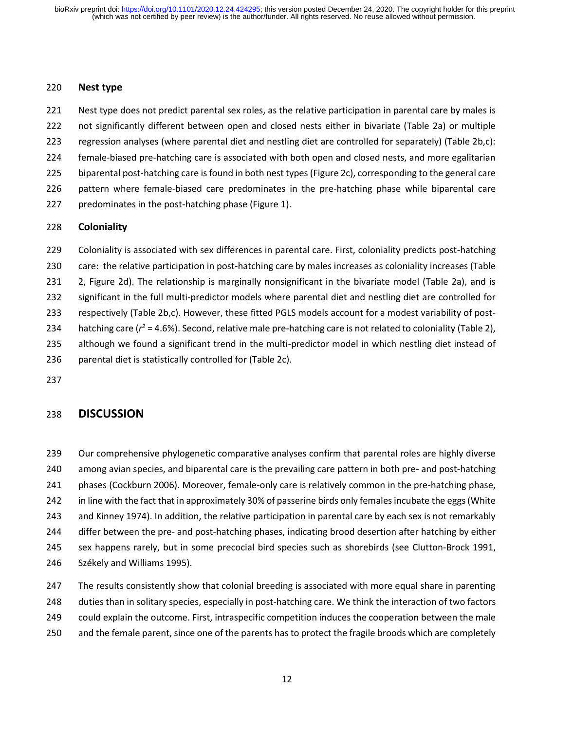### Nest type

Nest type does not predict parental sex roles, as the relative participation in parental care by males is not significantly different between open and closed nests either in bivariate (Table 2a) or multiple regression analyses (where parental diet and nestling diet are controlled for separately) (Table 2b,c): female-biased pre-hatching care is associated with both open and closed nests, and more egalitarian biparental post-hatching care is found in both nest types (Figure 2c), corresponding to the general care pattern where female-biased care predominates in the pre-hatching phase while biparental care predominates in the post-hatching phase (Figure 1).

### Coloniality

Coloniality is associated with sex differences in parental care. First, coloniality predicts post-hatching care: the relative participation in post-hatching care by males increases as coloniality increases (Table 2, Figure 2d). The relationship is marginally nonsignificant in the bivariate model (Table 2a), and is significant in the full multi-predictor models where parental diet and nestling diet are controlled for respectively (Table 2b,c). However, these fitted PGLS models account for a modest variability of post-hatching care ($r^2$ = 4.6%). Second, relative male pre-hatching care is not related to coloniality (Table 2), although we found a significant trend in the multi-predictor model in which nestling diet instead of parental diet is statistically controlled for (Table 2c).

## DISCUSSION

Our comprehensive phylogenetic comparative analyses confirm that parental roles are highly diverse among avian species, and biparental care is the prevailing care pattern in both pre- and post-hatching phases (Cockburn 2006). Moreover, female-only care is relatively common in the pre-hatching phase, in line with the fact that in approximately 30% of passerine birds only females incubate the eggs (White and Kinney 1974). In addition, the relative participation in parental care by each sex is not remarkably differ between the pre- and post-hatching phases, indicating brood desertion after hatching by either sex happens rarely, but in some precocial bird species such as shorebirds (see Clutton-Brock 1991, Székely and Williams 1995).

The results consistently show that colonial breeding is associated with more equal share in parenting duties than in solitary species, especially in post-hatching care. We think the interaction of two factors could explain the outcome. First, intraspecific competition induces the cooperation between the male and the female parent, since one of the parents has to protect the fragile broods which are completely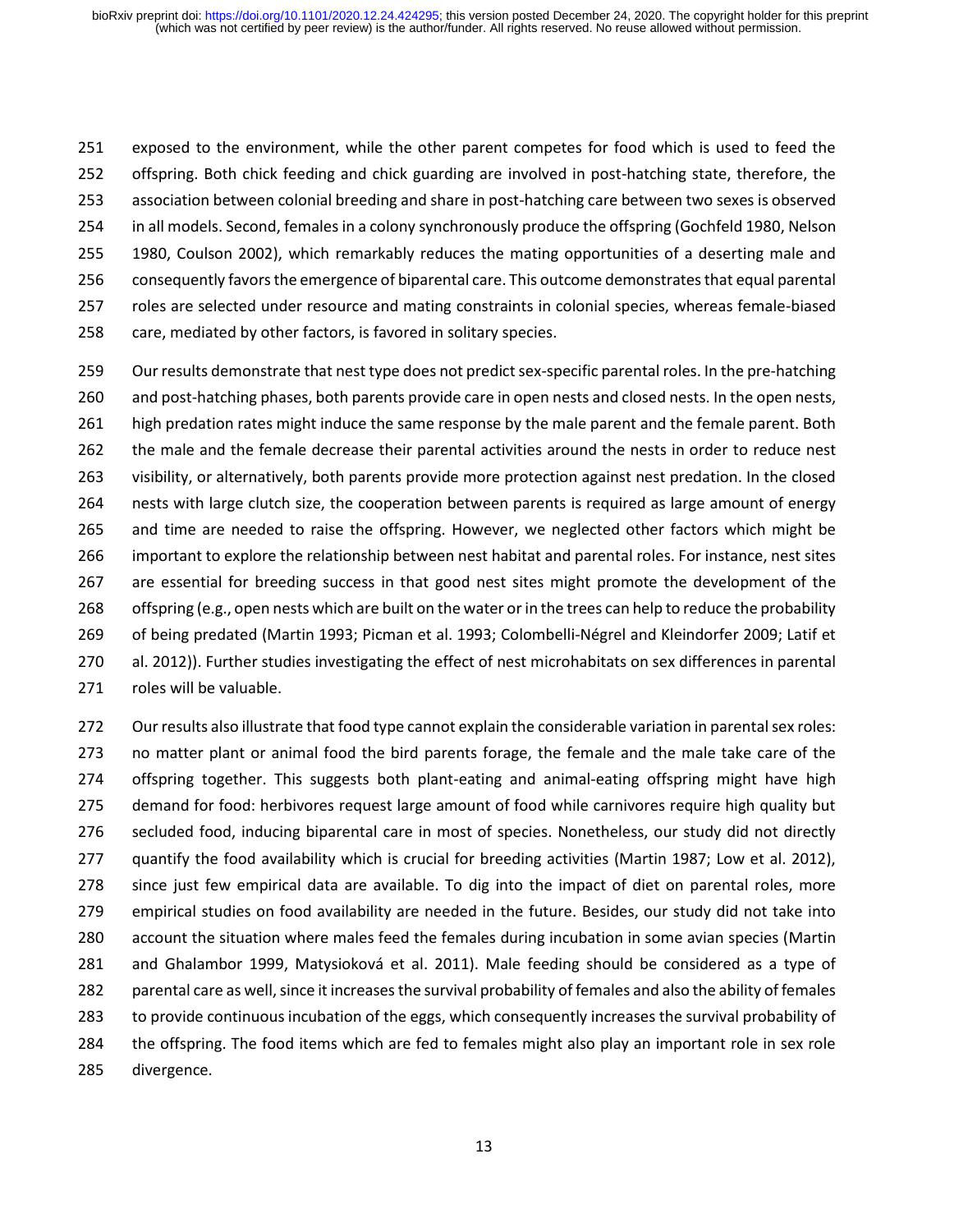exposed to the environment, while the other parent competes for food which is used to feed the offspring. Both chick feeding and chick guarding are involved in post-hatching state, therefore, the association between colonial breeding and share in post-hatching care between two sexes is observed in all models. Second, females in a colony synchronously produce the offspring (Gochfeld 1980, Nelson 1980, Coulson 2002), which remarkably reduces the mating opportunities of a deserting male and consequently favors the emergence of biparental care. This outcome demonstrates that equal parental roles are selected under resource and mating constraints in colonial species, whereas female-biased care, mediated by other factors, is favored in solitary species.

Our results demonstrate that nest type does not predict sex-specific parental roles. In the pre-hatching and post-hatching phases, both parents provide care in open nests and closed nests. In the open nests, high predation rates might induce the same response by the male parent and the female parent. Both the male and the female decrease their parental activities around the nests in order to reduce nest visibility, or alternatively, both parents provide more protection against nest predation. In the closed nests with large clutch size, the cooperation between parents is required as large amount of energy and time are needed to raise the offspring. However, we neglected other factors which might be important to explore the relationship between nest habitat and parental roles. For instance, nest sites are essential for breeding success in that good nest sites might promote the development of the offspring (e.g., open nests which are built on the water or in the trees can help to reduce the probability of being predated (Martin 1993; Picman et al. 1993; Colombelli-Négrel and Kleindorfer 2009; Latif et al. 2012)). Further studies investigating the effect of nest microhabitats on sex differences in parental roles will be valuable.

Our results also illustrate that food type cannot explain the considerable variation in parental sex roles: no matter plant or animal food the bird parents forage, the female and the male take care of the offspring together. This suggests both plant-eating and animal-eating offspring might have high demand for food: herbivores request large amount of food while carnivores require high quality but secluded food, inducing biparental care in most of species. Nonetheless, our study did not directly quantify the food availability which is crucial for breeding activities (Martin 1987; Low et al. 2012), since just few empirical data are available. To dig into the impact of diet on parental roles, more empirical studies on food availability are needed in the future. Besides, our study did not take into account the situation where males feed the females during incubation in some avian species (Martin and Ghalambor 1999, Matysioková et al. 2011). Male feeding should be considered as a type of parental care as well, since it increases the survival probability of females and also the ability of females to provide continuous incubation of the eggs, which consequently increases the survival probability of the offspring. The food items which are fed to females might also play an important role in sex role divergence.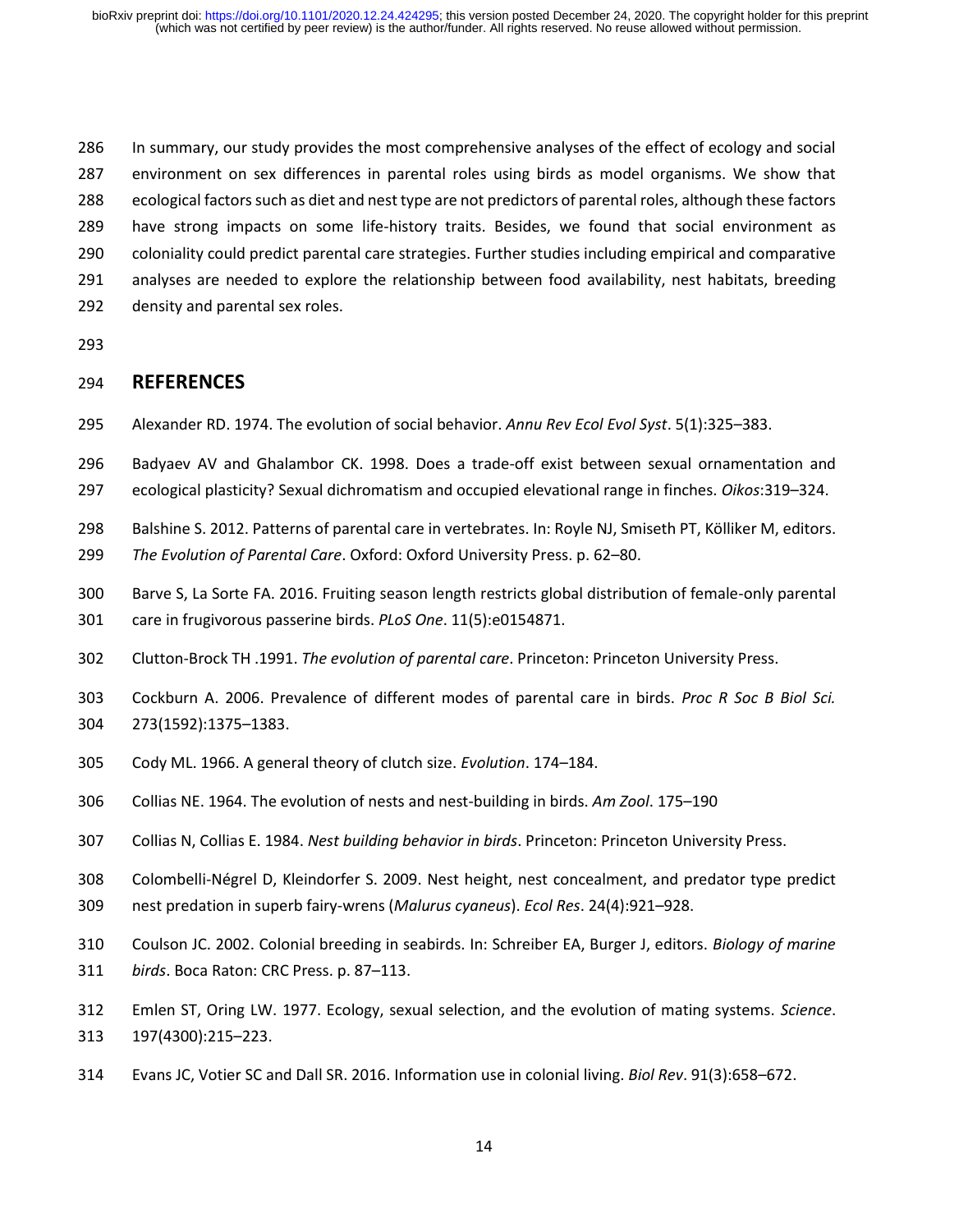In summary, our study provides the most comprehensive analyses of the effect of ecology and social environment on sex differences in parental roles using birds as model organisms. We show that ecological factors such as diet and nest type are not predictors of parental roles, although these factors have strong impacts on some life-history traits. Besides, we found that social environment as coloniality could predict parental care strategies. Further studies including empirical and comparative analyses are needed to explore the relationship between food availability, nest habitats, breeding density and parental sex roles.

## REFERENCES

Alexander RD. 1974. The evolution of social behavior. *Annu Rev Ecol Evol Syst*. 5(1):325–383.

Badyaev AV and Ghalambor CK. 1998. Does a trade-off exist between sexual ornamentation and ecological plasticity? Sexual dichromatism and occupied elevational range in finches. *Oikos*:319–324.

Balshine S. 2012. Patterns of parental care in vertebrates. In: Royle NJ, Smiseth PT, Kölliker M, editors. *The Evolution of Parental Care*. Oxford: Oxford University Press. p. 62–80.

Barve S, La Sorte FA. 2016. Fruiting season length restricts global distribution of female-only parental care in frugivorous passerine birds. *PLoS One*. 11(5):e0154871.

Clutton-Brock TH .1991. *The evolution of parental care*. Princeton: Princeton University Press.

Cockburn A. 2006. Prevalence of different modes of parental care in birds. *Proc R Soc B Biol Sci.* 273(1592):1375–1383.

Cody ML. 1966. A general theory of clutch size. *Evolution*. 174–184.

Collias NE. 1964. The evolution of nests and nest-building in birds. *Am Zool*. 175–190

Collias N, Collias E. 1984. *Nest building behavior in birds*. Princeton: Princeton University Press.

Colombelli-Négrel D, Kleindorfer S. 2009. Nest height, nest concealment, and predator type predict nest predation in superb fairy-wrens (*Malurus cyaneus*). *Ecol Res*. 24(4):921–928.

Coulson JC. 2002. Colonial breeding in seabirds. In: Schreiber EA, Burger J, editors. *Biology of marine birds*. Boca Raton: CRC Press. p. 87–113.

Emlen ST, Oring LW. 1977. Ecology, sexual selection, and the evolution of mating systems. *Science*. 197(4300):215–223.

Evans JC, Votier SC and Dall SR. 2016. Information use in colonial living. *Biol Rev*. 91(3):658–672.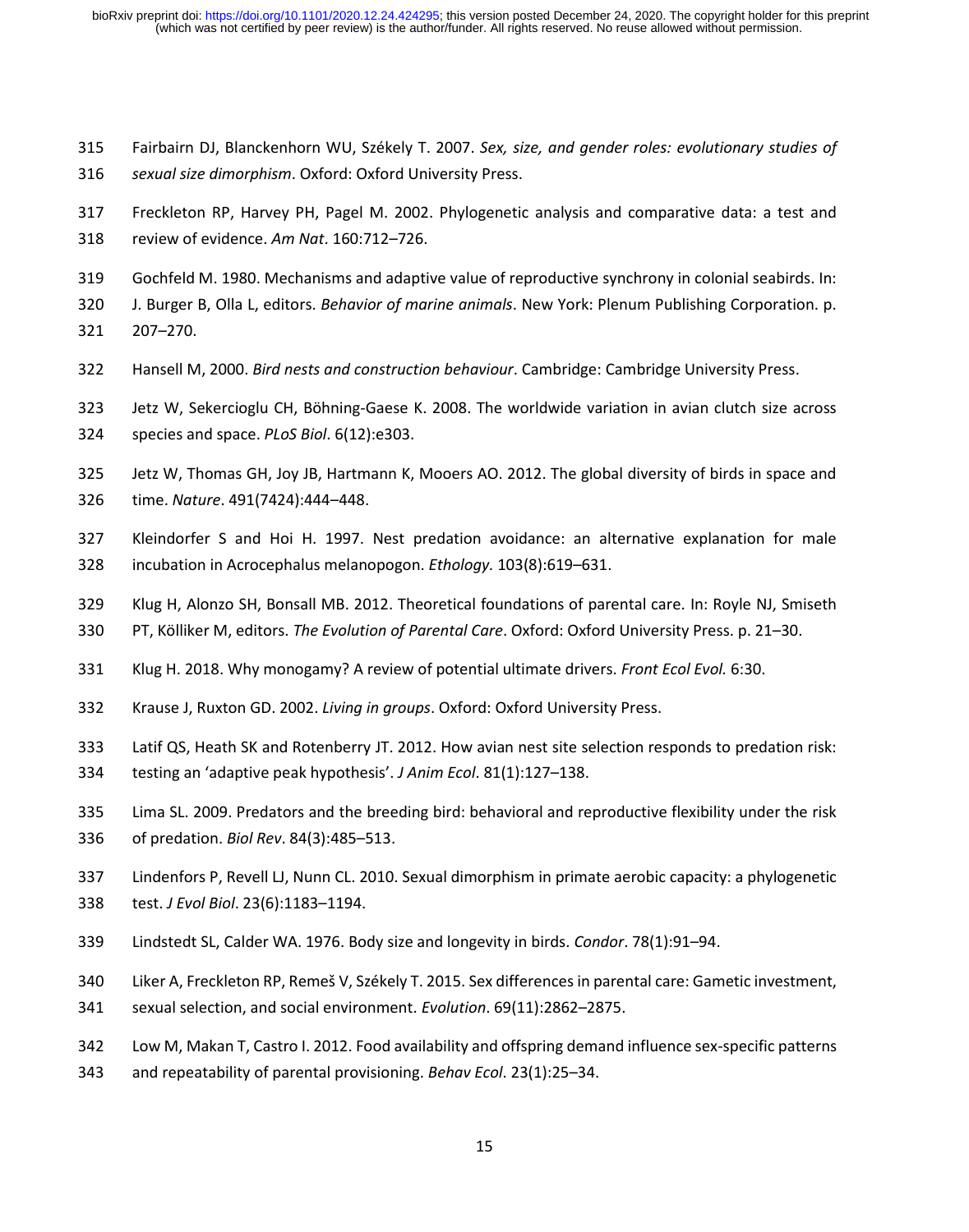Fairbairn DJ, Blanckenhorn WU, Székely T. 2007. *Sex, size, and gender roles: evolutionary studies of sexual size dimorphism*. Oxford: Oxford University Press.

Freckleton RP, Harvey PH, Pagel M. 2002. Phylogenetic analysis and comparative data: a test and review of evidence. *Am Nat*. 160:712–726.

Gochfeld M. 1980. Mechanisms and adaptive value of reproductive synchrony in colonial seabirds. In: J. Burger B, Olla L, editors. *Behavior of marine animals*. New York: Plenum Publishing Corporation. p. 207–270.

Hansell M, 2000. *Bird nests and construction behaviour*. Cambridge: Cambridge University Press.

Jetz W, Sekercioglu CH, Böhning-Gaese K. 2008. The worldwide variation in avian clutch size across species and space. *PLoS Biol*. 6(12):e303.

Jetz W, Thomas GH, Joy JB, Hartmann K, Mooers AO. 2012. The global diversity of birds in space and time. *Nature*. 491(7424):444–448.

Kleindorfer S and Hoi H. 1997. Nest predation avoidance: an alternative explanation for male incubation in Acrocephalus melanopogon. *Ethology.* 103(8):619–631.

Klug H, Alonzo SH, Bonsall MB. 2012. Theoretical foundations of parental care. In: Royle NJ, Smiseth PT, Kölliker M, editors. *The Evolution of Parental Care*. Oxford: Oxford University Press. p. 21–30.

Klug H. 2018. Why monogamy? A review of potential ultimate drivers. *Front Ecol Evol.* 6:30.

Krause J, Ruxton GD. 2002. *Living in groups*. Oxford: Oxford University Press.

Latif QS, Heath SK and Rotenberry JT. 2012. How avian nest site selection responds to predation risk: testing an 'adaptive peak hypothesis'. *J Anim Ecol*. 81(1):127–138.

Lima SL. 2009. Predators and the breeding bird: behavioral and reproductive flexibility under the risk of predation. *Biol Rev*. 84(3):485–513.

Lindenfors P, Revell LJ, Nunn CL. 2010. Sexual dimorphism in primate aerobic capacity: a phylogenetic test. *J Evol Biol*. 23(6):1183–1194.

Lindstedt SL, Calder WA. 1976. Body size and longevity in birds. *Condor*. 78(1):91–94.

Liker A, Freckleton RP, Remeš V, Székely T. 2015. Sex differences in parental care: Gametic investment, sexual selection, and social environment. *Evolution*. 69(11):2862–2875.

Low M, Makan T, Castro I. 2012. Food availability and offspring demand influence sex-specific patterns and repeatability of parental provisioning. *Behav Ecol*. 23(1):25–34.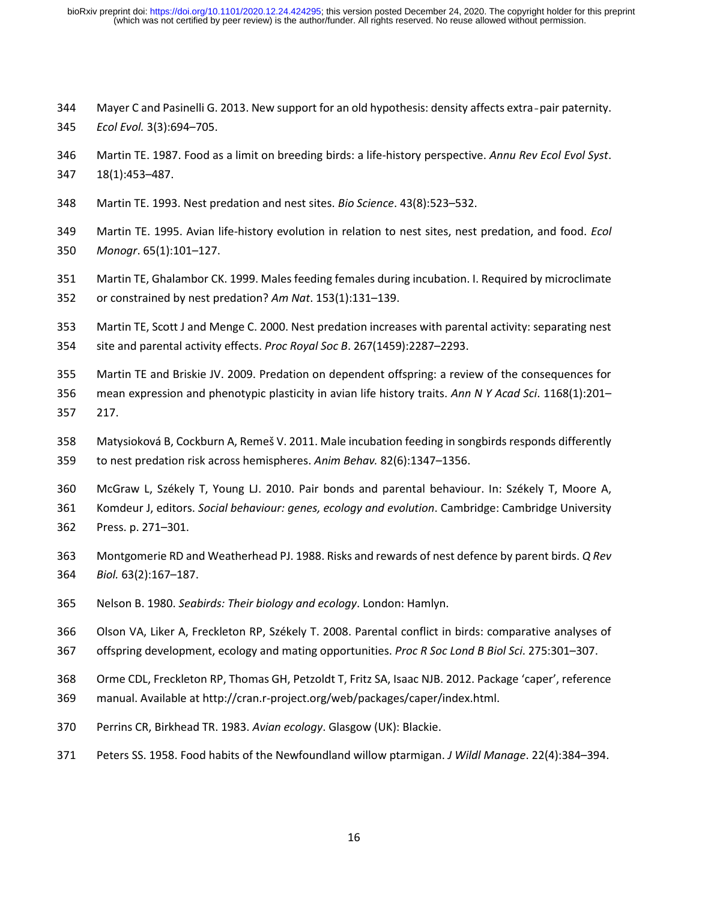Mayer C and Pasinelli G. 2013. New support for an old hypothesis: density affects extra‐pair paternity. *Ecol Evol.* 3(3):694–705.

Martin TE. 1987. Food as a limit on breeding birds: a life-history perspective. *Annu Rev Ecol Evol Syst*. 18(1):453–487.

Martin TE. 1993. Nest predation and nest sites. *Bio Science*. 43(8):523–532.

Martin TE. 1995. Avian life-history evolution in relation to nest sites, nest predation, and food. *Ecol Monogr*. 65(1):101–127.

Martin TE, Ghalambor CK. 1999. Males feeding females during incubation. I. Required by microclimate or constrained by nest predation? *Am Nat*. 153(1):131–139.

Martin TE, Scott J and Menge C. 2000. Nest predation increases with parental activity: separating nest site and parental activity effects. *Proc Royal Soc B*. 267(1459):2287–2293.

Martin TE and Briskie JV. 2009. Predation on dependent offspring: a review of the consequences for mean expression and phenotypic plasticity in avian life history traits. *Ann N Y Acad Sci*. 1168(1):201–217.

Matysioková B, Cockburn A, Remeš V. 2011. Male incubation feeding in songbirds responds differently to nest predation risk across hemispheres. *Anim Behav.* 82(6):1347–1356.

McGraw L, Székely T, Young LJ. 2010. Pair bonds and parental behaviour. In: Székely T, Moore A, Komdeur J, editors. *Social behaviour: genes, ecology and evolution*. Cambridge: Cambridge University Press. p. 271–301.

Montgomerie RD and Weatherhead PJ. 1988. Risks and rewards of nest defence by parent birds. *Q Rev Biol.* 63(2):167–187.

Nelson B. 1980. *Seabirds: Their biology and ecology*. London: Hamlyn.

Olson VA, Liker A, Freckleton RP, Székely T. 2008. Parental conflict in birds: comparative analyses of offspring development, ecology and mating opportunities. *Proc R Soc Lond B Biol Sci*. 275:301–307.

Orme CDL, Freckleton RP, Thomas GH, Petzoldt T, Fritz SA, Isaac NJB. 2012. Package 'caper', reference manual. Available at http://cran.r-project.org/web/packages/caper/index.html.

Perrins CR, Birkhead TR. 1983. *Avian ecology*. Glasgow (UK): Blackie.

Peters SS. 1958. Food habits of the Newfoundland willow ptarmigan. *J Wildl Manage*. 22(4):384–394.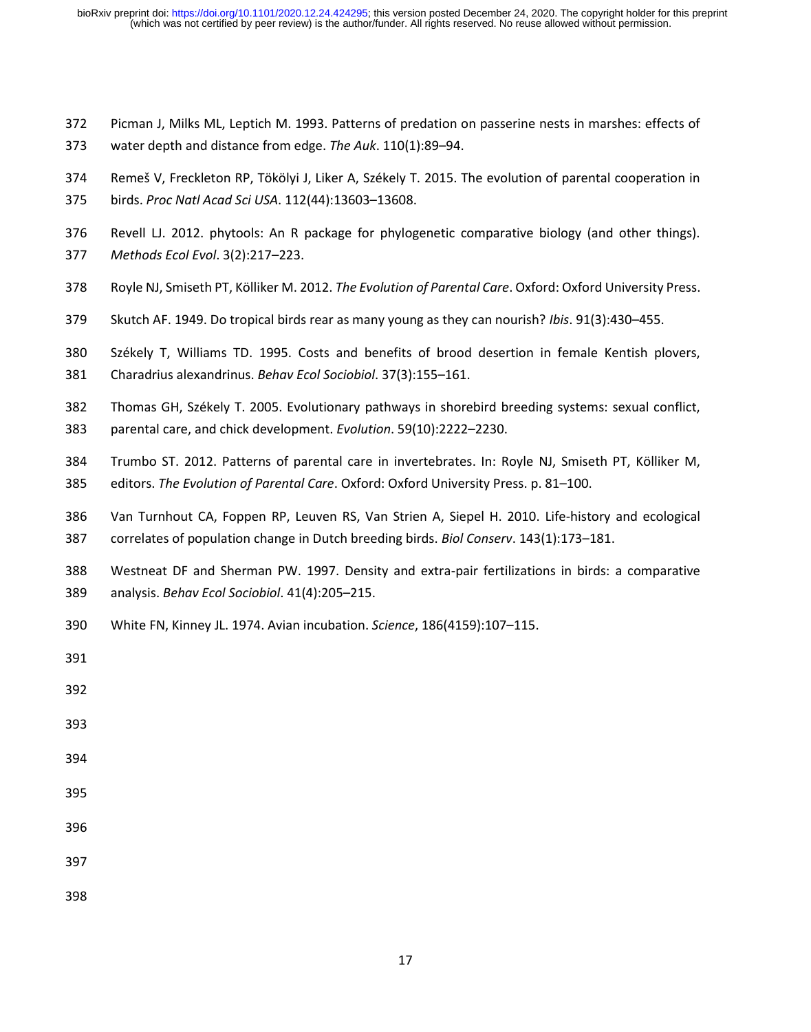Picman J, Milks ML, Leptich M. 1993. Patterns of predation on passerine nests in marshes: effects of water depth and distance from edge. *The Auk*. 110(1):89–94.

Remeš V, Freckleton RP, Tökölyi J, Liker A, Székely T. 2015. The evolution of parental cooperation in birds. *Proc Natl Acad Sci USA*. 112(44):13603–13608.

Revell LJ. 2012. phytools: An R package for phylogenetic comparative biology (and other things). *Methods Ecol Evol*. 3(2):217–223.

Royle NJ, Smiseth PT, Kölliker M. 2012. *The Evolution of Parental Care*. Oxford: Oxford University Press.

Skutch AF. 1949. Do tropical birds rear as many young as they can nourish? *Ibis*. 91(3):430–455.

Székely T, Williams TD. 1995. Costs and benefits of brood desertion in female Kentish plovers, Charadrius alexandrinus. *Behav Ecol Sociobiol*. 37(3):155–161.

Thomas GH, Székely T. 2005. Evolutionary pathways in shorebird breeding systems: sexual conflict, parental care, and chick development. *Evolution*. 59(10):2222–2230.

Trumbo ST. 2012. Patterns of parental care in invertebrates. In: Royle NJ, Smiseth PT, Kölliker M, editors. *The Evolution of Parental Care*. Oxford: Oxford University Press. p. 81–100.

Van Turnhout CA, Foppen RP, Leuven RS, Van Strien A, Siepel H. 2010. Life-history and ecological correlates of population change in Dutch breeding birds. *Biol Conserv*. 143(1):173–181.

Westneat DF and Sherman PW. 1997. Density and extra-pair fertilizations in birds: a comparative analysis. *Behav Ecol Sociobiol*. 41(4):205–215.

White FN, Kinney JL. 1974. Avian incubation. *Science*, 186(4159):107–115.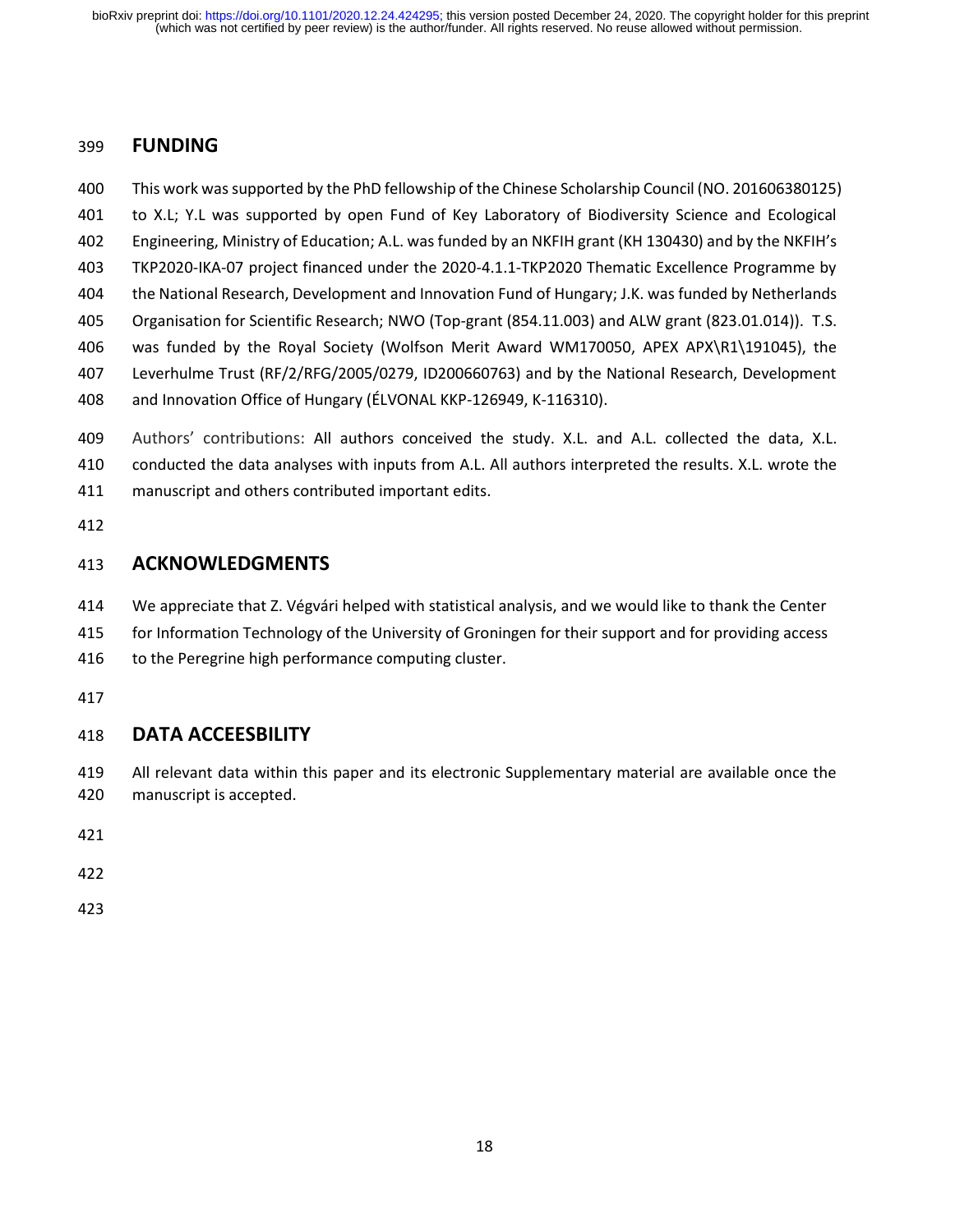## FUNDING

This work was supported by the PhD fellowship of the Chinese Scholarship Council (NO. 201606380125) to X.L; Y.L was supported by open Fund of Key Laboratory of Biodiversity Science and Ecological Engineering, Ministry of Education; A.L. was funded by an NKFIH grant (KH 130430) and by the NKFIH's TKP2020-IKA-07 project financed under the 2020-4.1.1-TKP2020 Thematic Excellence Programme by the National Research, Development and Innovation Fund of Hungary; J.K. was funded by Netherlands Organisation for Scientific Research; NWO (Top-grant (854.11.003) and ALW grant (823.01.014)). T.S. was funded by the Royal Society (Wolfson Merit Award WM170050, APEX APX\R1\191045), the Leverhulme Trust (RF/2/RFG/2005/0279, ID200660763) and by the National Research, Development and Innovation Office of Hungary (ÉLVONAL KKP-126949, K-116310).

Authors' contributions: All authors conceived the study. X.L. and A.L. collected the data, X.L. conducted the data analyses with inputs from A.L. All authors interpreted the results. X.L. wrote the manuscript and others contributed important edits.

## ACKNOWLEDGMENTS

We appreciate that Z. Végvári helped with statistical analysis, and we would like to thank the Center for Information Technology of the University of Groningen for their support and for providing access to the Peregrine high performance computing cluster.

## DATA ACCEESBILITY

All relevant data within this paper and its electronic Supplementary material are available once the manuscript is accepted.